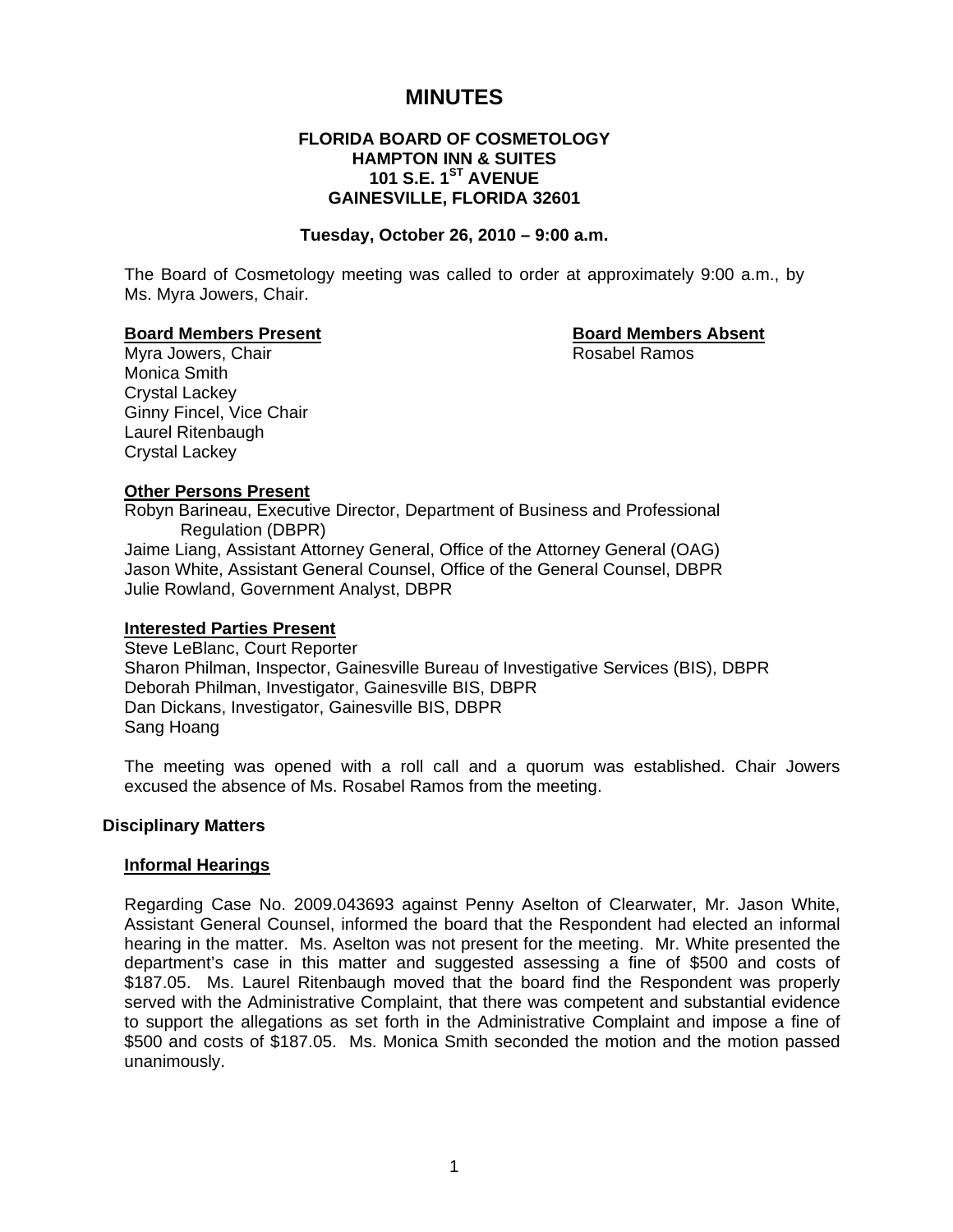# MINUTES

**FLORIDA BOARD OF COSMETOLOGY**
**HAMPTON INN & SUITES**
**101 S.E. 1ST AVENUE**
**GAINESVILLE, FLORIDA 32601**

**Tuesday, October 26, 2010 – 9:00 a.m.**

The Board of Cosmetology meeting was called to order at approximately 9:00 a.m., by Ms. Myra Jowers, Chair.

**Board Members Present**

Myra Jowers, Chair
Monica Smith
Crystal Lackey
Ginny Fincel, Vice Chair
Laurel Ritenbaugh
Crystal Lackey

**Board Members Absent**

Rosabel Ramos

**Other Persons Present**

Robyn Barineau, Executive Director, Department of Business and Professional Regulation (DBPR)
Jaime Liang, Assistant Attorney General, Office of the Attorney General (OAG)
Jason White, Assistant General Counsel, Office of the General Counsel, DBPR
Julie Rowland, Government Analyst, DBPR

**Interested Parties Present**

Steve LeBlanc, Court Reporter
Sharon Philman, Inspector, Gainesville Bureau of Investigative Services (BIS), DBPR
Deborah Philman, Investigator, Gainesville BIS, DBPR
Dan Dickans, Investigator, Gainesville BIS, DBPR
Sang Hoang

The meeting was opened with a roll call and a quorum was established. Chair Jowers excused the absence of Ms. Rosabel Ramos from the meeting.

## Disciplinary Matters

### Informal Hearings

Regarding Case No. 2009.043693 against Penny Aselton of Clearwater, Mr. Jason White, Assistant General Counsel, informed the board that the Respondent had elected an informal hearing in the matter. Ms. Aselton was not present for the meeting. Mr. White presented the department's case in this matter and suggested assessing a fine of $500 and costs of $187.05. Ms. Laurel Ritenbaugh moved that the board find the Respondent was properly served with the Administrative Complaint, that there was competent and substantial evidence to support the allegations as set forth in the Administrative Complaint and impose a fine of $500 and costs of $187.05. Ms. Monica Smith seconded the motion and the motion passed unanimously.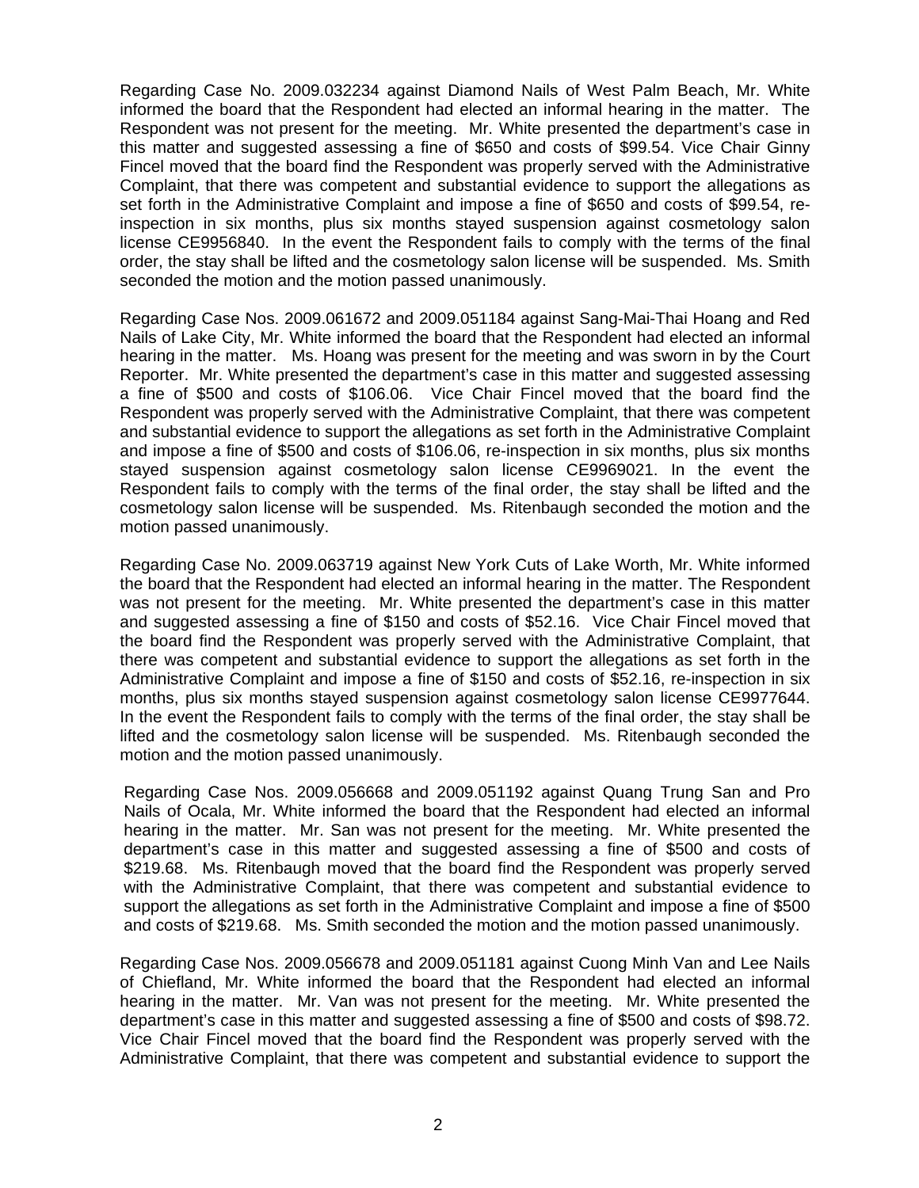Regarding Case No. 2009.032234 against Diamond Nails of West Palm Beach, Mr. White informed the board that the Respondent had elected an informal hearing in the matter. The Respondent was not present for the meeting. Mr. White presented the department's case in this matter and suggested assessing a fine of $650 and costs of $99.54. Vice Chair Ginny Fincel moved that the board find the Respondent was properly served with the Administrative Complaint, that there was competent and substantial evidence to support the allegations as set forth in the Administrative Complaint and impose a fine of $650 and costs of $99.54, re-inspection in six months, plus six months stayed suspension against cosmetology salon license CE9956840. In the event the Respondent fails to comply with the terms of the final order, the stay shall be lifted and the cosmetology salon license will be suspended. Ms. Smith seconded the motion and the motion passed unanimously.

Regarding Case Nos. 2009.061672 and 2009.051184 against Sang-Mai-Thai Hoang and Red Nails of Lake City, Mr. White informed the board that the Respondent had elected an informal hearing in the matter. Ms. Hoang was present for the meeting and was sworn in by the Court Reporter. Mr. White presented the department's case in this matter and suggested assessing a fine of $500 and costs of $106.06. Vice Chair Fincel moved that the board find the Respondent was properly served with the Administrative Complaint, that there was competent and substantial evidence to support the allegations as set forth in the Administrative Complaint and impose a fine of $500 and costs of $106.06, re-inspection in six months, plus six months stayed suspension against cosmetology salon license CE9969021. In the event the Respondent fails to comply with the terms of the final order, the stay shall be lifted and the cosmetology salon license will be suspended. Ms. Ritenbaugh seconded the motion and the motion passed unanimously.

Regarding Case No. 2009.063719 against New York Cuts of Lake Worth, Mr. White informed the board that the Respondent had elected an informal hearing in the matter. The Respondent was not present for the meeting. Mr. White presented the department's case in this matter and suggested assessing a fine of $150 and costs of $52.16. Vice Chair Fincel moved that the board find the Respondent was properly served with the Administrative Complaint, that there was competent and substantial evidence to support the allegations as set forth in the Administrative Complaint and impose a fine of $150 and costs of $52.16, re-inspection in six months, plus six months stayed suspension against cosmetology salon license CE9977644. In the event the Respondent fails to comply with the terms of the final order, the stay shall be lifted and the cosmetology salon license will be suspended. Ms. Ritenbaugh seconded the motion and the motion passed unanimously.

Regarding Case Nos. 2009.056668 and 2009.051192 against Quang Trung San and Pro Nails of Ocala, Mr. White informed the board that the Respondent had elected an informal hearing in the matter. Mr. San was not present for the meeting. Mr. White presented the department's case in this matter and suggested assessing a fine of $500 and costs of $219.68. Ms. Ritenbaugh moved that the board find the Respondent was properly served with the Administrative Complaint, that there was competent and substantial evidence to support the allegations as set forth in the Administrative Complaint and impose a fine of $500 and costs of $219.68. Ms. Smith seconded the motion and the motion passed unanimously.

Regarding Case Nos. 2009.056678 and 2009.051181 against Cuong Minh Van and Lee Nails of Chiefland, Mr. White informed the board that the Respondent had elected an informal hearing in the matter. Mr. Van was not present for the meeting. Mr. White presented the department's case in this matter and suggested assessing a fine of $500 and costs of $98.72. Vice Chair Fincel moved that the board find the Respondent was properly served with the Administrative Complaint, that there was competent and substantial evidence to support the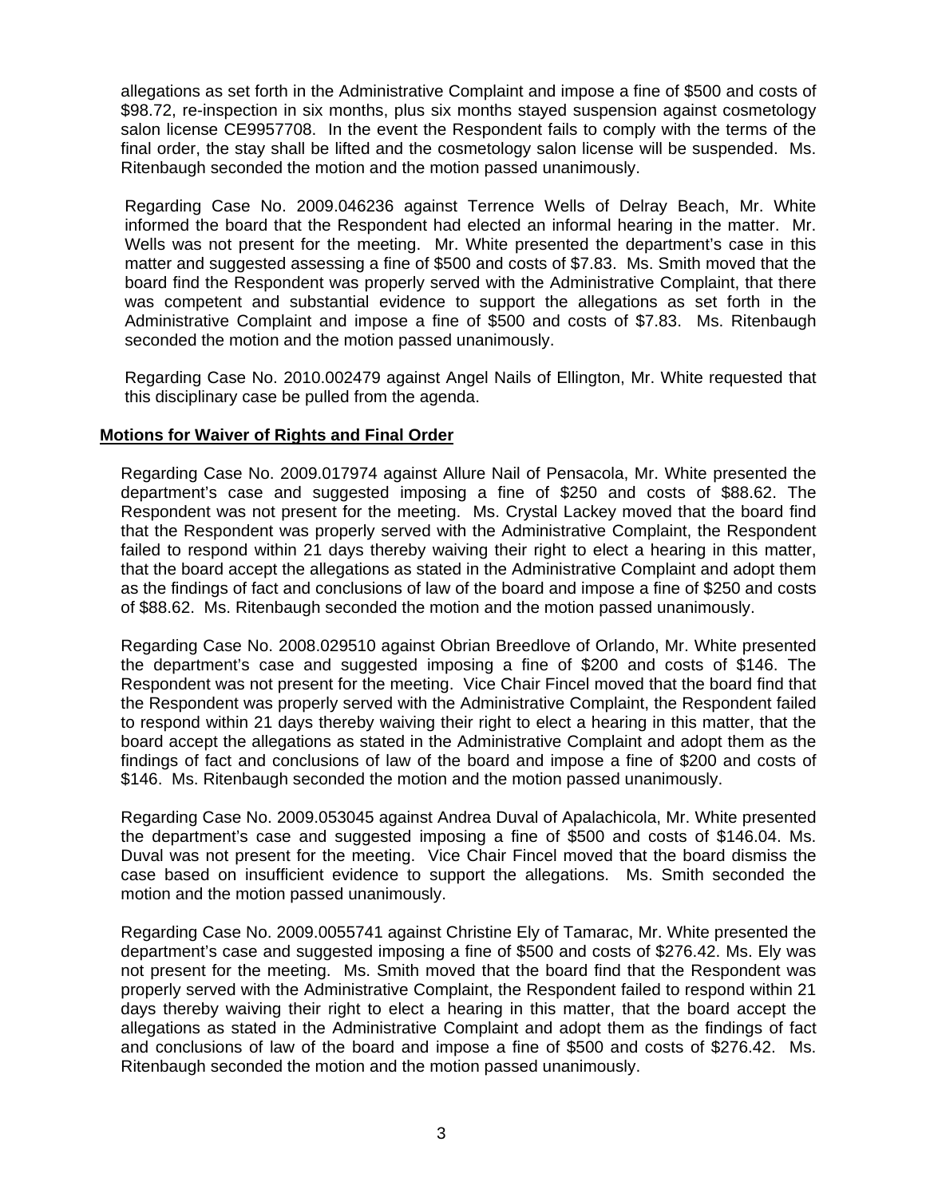allegations as set forth in the Administrative Complaint and impose a fine of $500 and costs of $98.72, re-inspection in six months, plus six months stayed suspension against cosmetology salon license CE9957708. In the event the Respondent fails to comply with the terms of the final order, the stay shall be lifted and the cosmetology salon license will be suspended. Ms. Ritenbaugh seconded the motion and the motion passed unanimously.

Regarding Case No. 2009.046236 against Terrence Wells of Delray Beach, Mr. White informed the board that the Respondent had elected an informal hearing in the matter. Mr. Wells was not present for the meeting. Mr. White presented the department's case in this matter and suggested assessing a fine of $500 and costs of $7.83. Ms. Smith moved that the board find the Respondent was properly served with the Administrative Complaint, that there was competent and substantial evidence to support the allegations as set forth in the Administrative Complaint and impose a fine of $500 and costs of $7.83. Ms. Ritenbaugh seconded the motion and the motion passed unanimously.

Regarding Case No. 2010.002479 against Angel Nails of Ellington, Mr. White requested that this disciplinary case be pulled from the agenda.

**Motions for Waiver of Rights and Final Order**

Regarding Case No. 2009.017974 against Allure Nail of Pensacola, Mr. White presented the department's case and suggested imposing a fine of $250 and costs of $88.62. The Respondent was not present for the meeting. Ms. Crystal Lackey moved that the board find that the Respondent was properly served with the Administrative Complaint, the Respondent failed to respond within 21 days thereby waiving their right to elect a hearing in this matter, that the board accept the allegations as stated in the Administrative Complaint and adopt them as the findings of fact and conclusions of law of the board and impose a fine of $250 and costs of $88.62. Ms. Ritenbaugh seconded the motion and the motion passed unanimously.

Regarding Case No. 2008.029510 against Obrian Breedlove of Orlando, Mr. White presented the department's case and suggested imposing a fine of $200 and costs of $146. The Respondent was not present for the meeting. Vice Chair Fincel moved that the board find that the Respondent was properly served with the Administrative Complaint, the Respondent failed to respond within 21 days thereby waiving their right to elect a hearing in this matter, that the board accept the allegations as stated in the Administrative Complaint and adopt them as the findings of fact and conclusions of law of the board and impose a fine of $200 and costs of $146. Ms. Ritenbaugh seconded the motion and the motion passed unanimously.

Regarding Case No. 2009.053045 against Andrea Duval of Apalachicola, Mr. White presented the department's case and suggested imposing a fine of $500 and costs of $146.04. Ms. Duval was not present for the meeting. Vice Chair Fincel moved that the board dismiss the case based on insufficient evidence to support the allegations. Ms. Smith seconded the motion and the motion passed unanimously.

Regarding Case No. 2009.0055741 against Christine Ely of Tamarac, Mr. White presented the department's case and suggested imposing a fine of $500 and costs of $276.42. Ms. Ely was not present for the meeting. Ms. Smith moved that the board find that the Respondent was properly served with the Administrative Complaint, the Respondent failed to respond within 21 days thereby waiving their right to elect a hearing in this matter, that the board accept the allegations as stated in the Administrative Complaint and adopt them as the findings of fact and conclusions of law of the board and impose a fine of $500 and costs of $276.42. Ms. Ritenbaugh seconded the motion and the motion passed unanimously.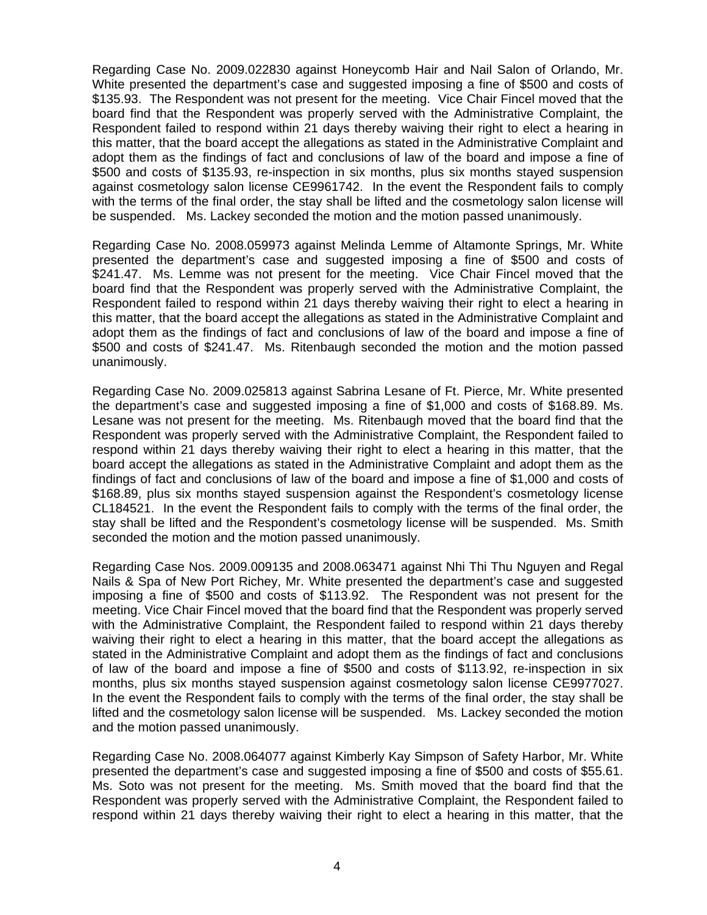Regarding Case No. 2009.022830 against Honeycomb Hair and Nail Salon of Orlando, Mr. White presented the department's case and suggested imposing a fine of $500 and costs of $135.93. The Respondent was not present for the meeting. Vice Chair Fincel moved that the board find that the Respondent was properly served with the Administrative Complaint, the Respondent failed to respond within 21 days thereby waiving their right to elect a hearing in this matter, that the board accept the allegations as stated in the Administrative Complaint and adopt them as the findings of fact and conclusions of law of the board and impose a fine of $500 and costs of $135.93, re-inspection in six months, plus six months stayed suspension against cosmetology salon license CE9961742. In the event the Respondent fails to comply with the terms of the final order, the stay shall be lifted and the cosmetology salon license will be suspended. Ms. Lackey seconded the motion and the motion passed unanimously.

Regarding Case No. 2008.059973 against Melinda Lemme of Altamonte Springs, Mr. White presented the department's case and suggested imposing a fine of $500 and costs of $241.47. Ms. Lemme was not present for the meeting. Vice Chair Fincel moved that the board find that the Respondent was properly served with the Administrative Complaint, the Respondent failed to respond within 21 days thereby waiving their right to elect a hearing in this matter, that the board accept the allegations as stated in the Administrative Complaint and adopt them as the findings of fact and conclusions of law of the board and impose a fine of $500 and costs of $241.47. Ms. Ritenbaugh seconded the motion and the motion passed unanimously.

Regarding Case No. 2009.025813 against Sabrina Lesane of Ft. Pierce, Mr. White presented the department's case and suggested imposing a fine of $1,000 and costs of $168.89. Ms. Lesane was not present for the meeting. Ms. Ritenbaugh moved that the board find that the Respondent was properly served with the Administrative Complaint, the Respondent failed to respond within 21 days thereby waiving their right to elect a hearing in this matter, that the board accept the allegations as stated in the Administrative Complaint and adopt them as the findings of fact and conclusions of law of the board and impose a fine of $1,000 and costs of $168.89, plus six months stayed suspension against the Respondent's cosmetology license CL184521. In the event the Respondent fails to comply with the terms of the final order, the stay shall be lifted and the Respondent's cosmetology license will be suspended. Ms. Smith seconded the motion and the motion passed unanimously.

Regarding Case Nos. 2009.009135 and 2008.063471 against Nhi Thi Thu Nguyen and Regal Nails & Spa of New Port Richey, Mr. White presented the department's case and suggested imposing a fine of $500 and costs of $113.92. The Respondent was not present for the meeting. Vice Chair Fincel moved that the board find that the Respondent was properly served with the Administrative Complaint, the Respondent failed to respond within 21 days thereby waiving their right to elect a hearing in this matter, that the board accept the allegations as stated in the Administrative Complaint and adopt them as the findings of fact and conclusions of law of the board and impose a fine of $500 and costs of $113.92, re-inspection in six months, plus six months stayed suspension against cosmetology salon license CE9977027. In the event the Respondent fails to comply with the terms of the final order, the stay shall be lifted and the cosmetology salon license will be suspended. Ms. Lackey seconded the motion and the motion passed unanimously.

Regarding Case No. 2008.064077 against Kimberly Kay Simpson of Safety Harbor, Mr. White presented the department's case and suggested imposing a fine of $500 and costs of $55.61. Ms. Soto was not present for the meeting. Ms. Smith moved that the board find that the Respondent was properly served with the Administrative Complaint, the Respondent failed to respond within 21 days thereby waiving their right to elect a hearing in this matter, that the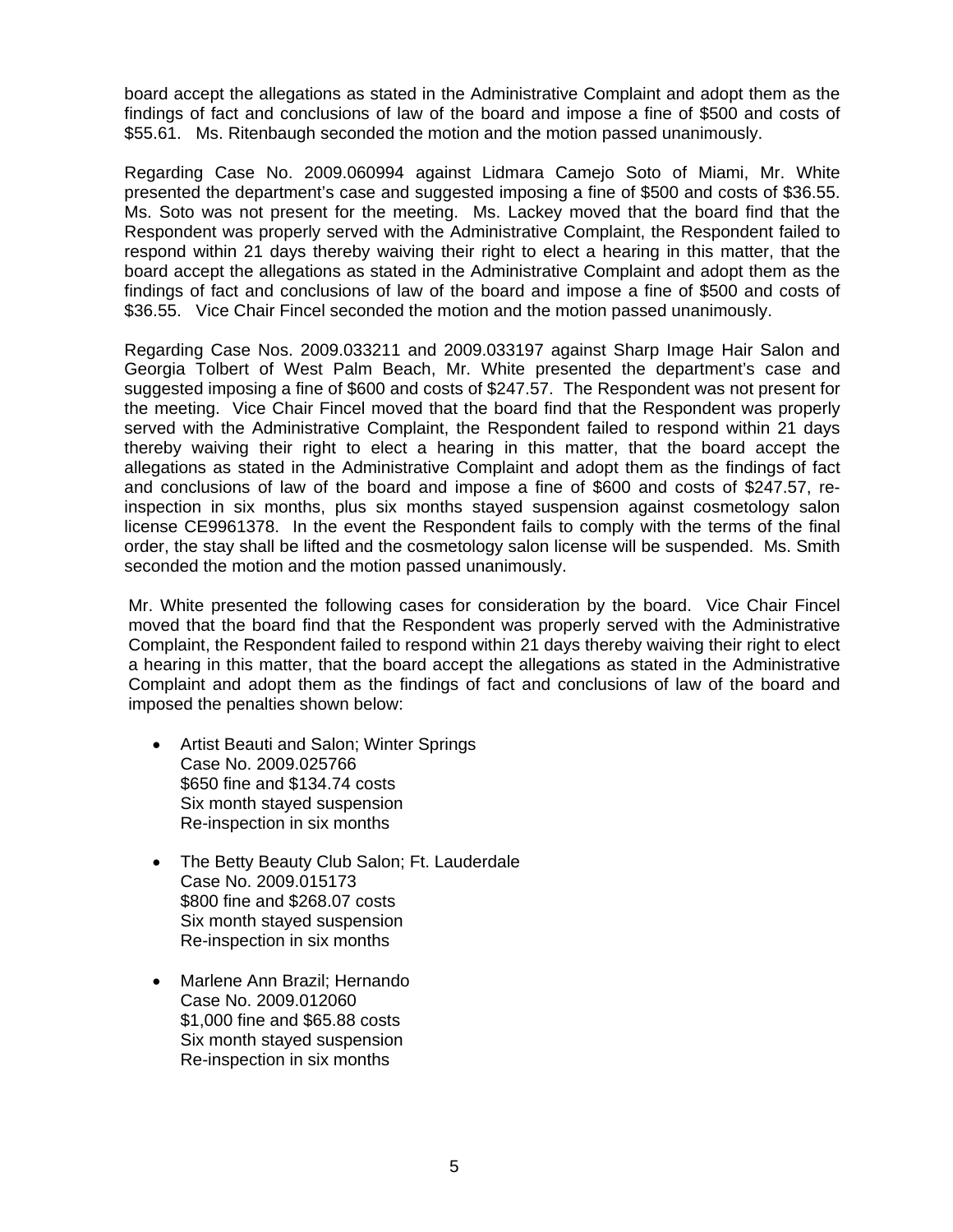board accept the allegations as stated in the Administrative Complaint and adopt them as the findings of fact and conclusions of law of the board and impose a fine of $500 and costs of $55.61. Ms. Ritenbaugh seconded the motion and the motion passed unanimously.

Regarding Case No. 2009.060994 against Lidmara Camejo Soto of Miami, Mr. White presented the department's case and suggested imposing a fine of $500 and costs of $36.55. Ms. Soto was not present for the meeting. Ms. Lackey moved that the board find that the Respondent was properly served with the Administrative Complaint, the Respondent failed to respond within 21 days thereby waiving their right to elect a hearing in this matter, that the board accept the allegations as stated in the Administrative Complaint and adopt them as the findings of fact and conclusions of law of the board and impose a fine of $500 and costs of $36.55. Vice Chair Fincel seconded the motion and the motion passed unanimously.

Regarding Case Nos. 2009.033211 and 2009.033197 against Sharp Image Hair Salon and Georgia Tolbert of West Palm Beach, Mr. White presented the department's case and suggested imposing a fine of $600 and costs of $247.57. The Respondent was not present for the meeting. Vice Chair Fincel moved that the board find that the Respondent was properly served with the Administrative Complaint, the Respondent failed to respond within 21 days thereby waiving their right to elect a hearing in this matter, that the board accept the allegations as stated in the Administrative Complaint and adopt them as the findings of fact and conclusions of law of the board and impose a fine of $600 and costs of $247.57, re-inspection in six months, plus six months stayed suspension against cosmetology salon license CE9961378. In the event the Respondent fails to comply with the terms of the final order, the stay shall be lifted and the cosmetology salon license will be suspended. Ms. Smith seconded the motion and the motion passed unanimously.

Mr. White presented the following cases for consideration by the board. Vice Chair Fincel moved that the board find that the Respondent was properly served with the Administrative Complaint, the Respondent failed to respond within 21 days thereby waiving their right to elect a hearing in this matter, that the board accept the allegations as stated in the Administrative Complaint and adopt them as the findings of fact and conclusions of law of the board and imposed the penalties shown below:

- Artist Beauti and Salon; Winter Springs
  Case No. 2009.025766
  $650 fine and $134.74 costs
  Six month stayed suspension
  Re-inspection in six months

- The Betty Beauty Club Salon; Ft. Lauderdale
  Case No. 2009.015173
  $800 fine and $268.07 costs
  Six month stayed suspension
  Re-inspection in six months

- Marlene Ann Brazil; Hernando
  Case No. 2009.012060
  $1,000 fine and $65.88 costs
  Six month stayed suspension
  Re-inspection in six months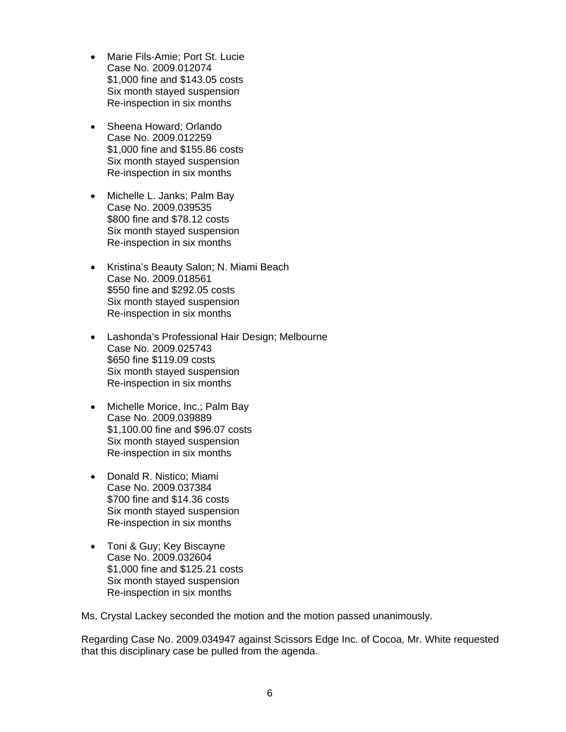- Marie Fils-Amie; Port St. Lucie
  Case No. 2009.012074
  $1,000 fine and $143.05 costs
  Six month stayed suspension
  Re-inspection in six months

- Sheena Howard; Orlando
  Case No. 2009.012259
  $1,000 fine and $155.86 costs
  Six month stayed suspension
  Re-inspection in six months

- Michelle L. Janks; Palm Bay
  Case No. 2009.039535
  $800 fine and $78.12 costs
  Six month stayed suspension
  Re-inspection in six months

- Kristina's Beauty Salon; N. Miami Beach
  Case No. 2009.018561
  $550 fine and $292.05 costs
  Six month stayed suspension
  Re-inspection in six months

- Lashonda's Professional Hair Design; Melbourne
  Case No. 2009.025743
  $650 fine $119.09 costs
  Six month stayed suspension
  Re-inspection in six months

- Michelle Morice, Inc.; Palm Bay
  Case No. 2009.039889
  $1,100.00 fine and $96.07 costs
  Six month stayed suspension
  Re-inspection in six months

- Donald R. Nistico; Miami
  Case No. 2009.037384
  $700 fine and $14.36 costs
  Six month stayed suspension
  Re-inspection in six months

- Toni & Guy; Key Biscayne
  Case No. 2009.032604
  $1,000 fine and $125.21 costs
  Six month stayed suspension
  Re-inspection in six months

Ms. Crystal Lackey seconded the motion and the motion passed unanimously.

Regarding Case No. 2009.034947 against Scissors Edge Inc. of Cocoa, Mr. White requested that this disciplinary case be pulled from the agenda.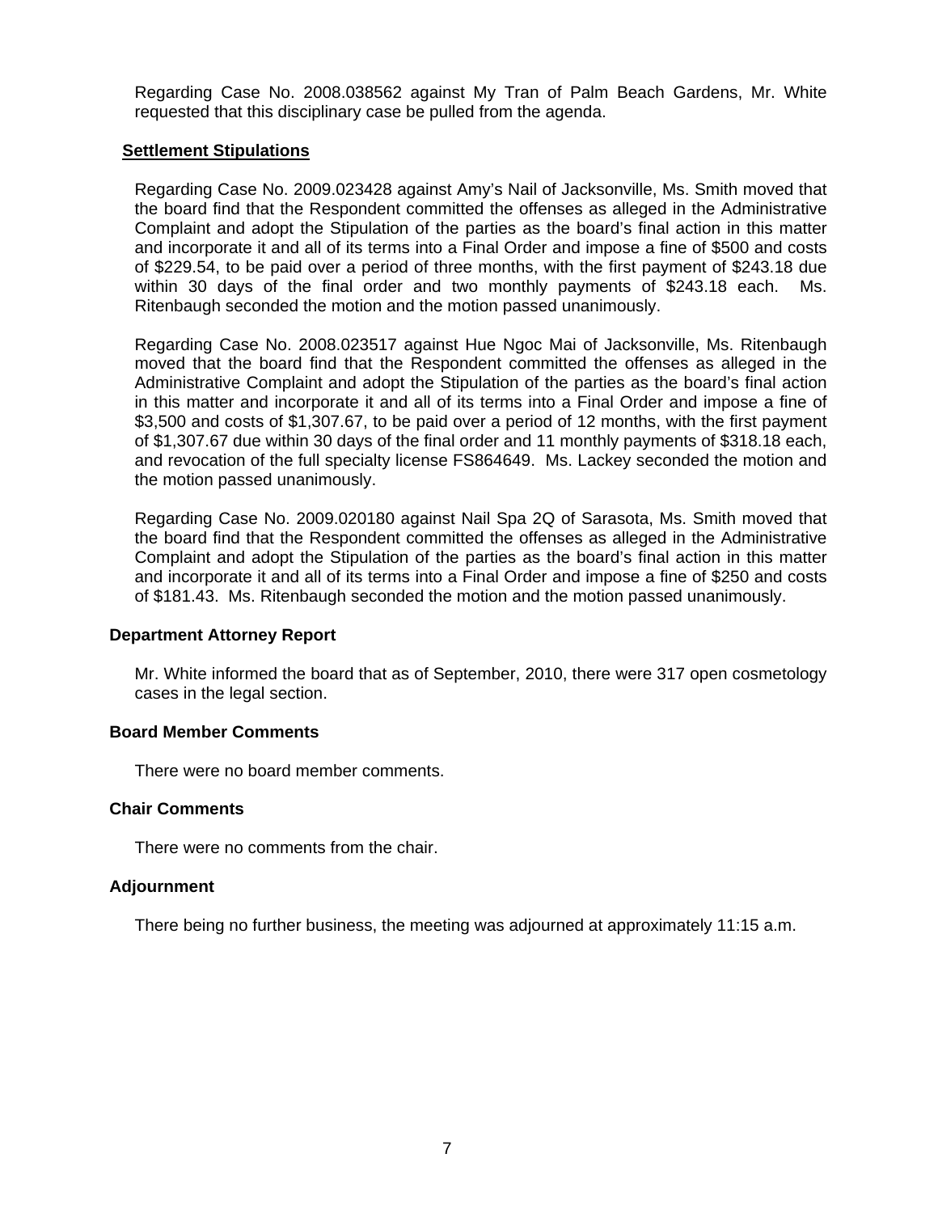Regarding Case No. 2008.038562 against My Tran of Palm Beach Gardens, Mr. White requested that this disciplinary case be pulled from the agenda.

**Settlement Stipulations**

Regarding Case No. 2009.023428 against Amy's Nail of Jacksonville, Ms. Smith moved that the board find that the Respondent committed the offenses as alleged in the Administrative Complaint and adopt the Stipulation of the parties as the board's final action in this matter and incorporate it and all of its terms into a Final Order and impose a fine of $500 and costs of $229.54, to be paid over a period of three months, with the first payment of $243.18 due within 30 days of the final order and two monthly payments of $243.18 each. Ms. Ritenbaugh seconded the motion and the motion passed unanimously.

Regarding Case No. 2008.023517 against Hue Ngoc Mai of Jacksonville, Ms. Ritenbaugh moved that the board find that the Respondent committed the offenses as alleged in the Administrative Complaint and adopt the Stipulation of the parties as the board's final action in this matter and incorporate it and all of its terms into a Final Order and impose a fine of $3,500 and costs of $1,307.67, to be paid over a period of 12 months, with the first payment of $1,307.67 due within 30 days of the final order and 11 monthly payments of $318.18 each, and revocation of the full specialty license FS864649. Ms. Lackey seconded the motion and the motion passed unanimously.

Regarding Case No. 2009.020180 against Nail Spa 2Q of Sarasota, Ms. Smith moved that the board find that the Respondent committed the offenses as alleged in the Administrative Complaint and adopt the Stipulation of the parties as the board's final action in this matter and incorporate it and all of its terms into a Final Order and impose a fine of $250 and costs of $181.43. Ms. Ritenbaugh seconded the motion and the motion passed unanimously.

**Department Attorney Report**

Mr. White informed the board that as of September, 2010, there were 317 open cosmetology cases in the legal section.

**Board Member Comments**

There were no board member comments.

**Chair Comments**

There were no comments from the chair.

**Adjournment**

There being no further business, the meeting was adjourned at approximately 11:15 a.m.